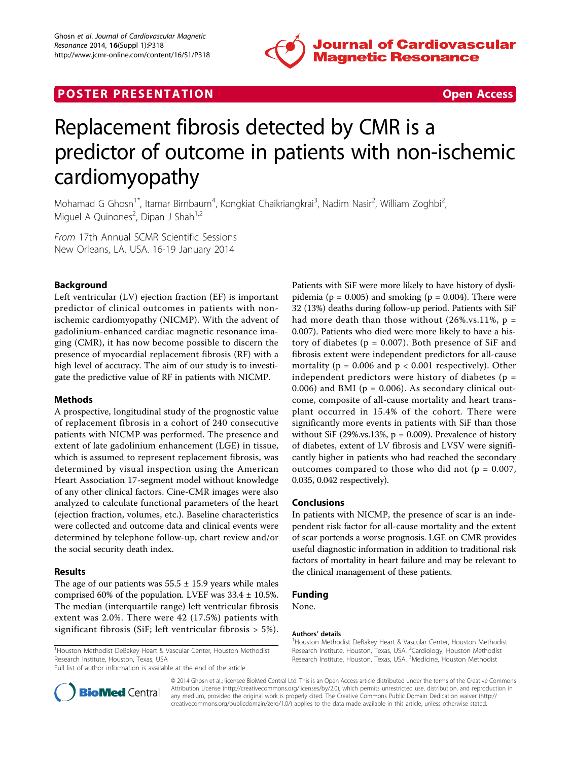POSTER PRESENTATION **Open Access**

# Replacement fibrosis detected by CMR is a predictor of outcome in patients with non-ischemic cardiomyopathy

Mohamad G Ghosn[1*], Itamar Birnbaum[4], Kongkiat Chaikriangkrai[3], Nadim Nasir[2], William Zoghbi[2], Miguel A Quinones[2], Dipan J Shah[1,2]

*From* 17th Annual SCMR Scientific Sessions
New Orleans, LA, USA. 16-19 January 2014

## Background

Left ventricular (LV) ejection fraction (EF) is important predictor of clinical outcomes in patients with non-ischemic cardiomyopathy (NICMP). With the advent of gadolinium-enhanced cardiac magnetic resonance imaging (CMR), it has now become possible to discern the presence of myocardial replacement fibrosis (RF) with a high level of accuracy. The aim of our study is to investigate the predictive value of RF in patients with NICMP.

## Methods

A prospective, longitudinal study of the prognostic value of replacement fibrosis in a cohort of 240 consecutive patients with NICMP was performed. The presence and extent of late gadolinium enhancement (LGE) in tissue, which is assumed to represent replacement fibrosis, was determined by visual inspection using the American Heart Association 17-segment model without knowledge of any other clinical factors. Cine-CMR images were also analyzed to calculate functional parameters of the heart (ejection fraction, volumes, etc.). Baseline characteristics were collected and outcome data and clinical events were determined by telephone follow-up, chart review and/or the social security death index.

## Results

The age of our patients was 55.5 ± 15.9 years while males comprised 60% of the population. LVEF was 33.4 ± 10.5%. The median (interquartile range) left ventricular fibrosis extent was 2.0%. There were 42 (17.5%) patients with significant fibrosis (SiF; left ventricular fibrosis > 5%). Patients with SiF were more likely to have history of dyslipidemia ($p = 0.005$) and smoking ($p = 0.004$). There were 32 (13%) deaths during follow-up period. Patients with SiF had more death than those without (26%.vs.11%, $p = 0.007$). Patients who died were more likely to have a history of diabetes ($p = 0.007$). Both presence of SiF and fibrosis extent were independent predictors for all-cause mortality ($p = 0.006$ and $p < 0.001$ respectively). Other independent predictors were history of diabetes ($p = 0.006$) and BMI ($p = 0.006$). As secondary clinical outcome, composite of all-cause mortality and heart transplant occurred in 15.4% of the cohort. There were significantly more events in patients with SiF than those without SiF (29%.vs.13%, $p = 0.009$). Prevalence of history of diabetes, extent of LV fibrosis and LVSV were significantly higher in patients who had reached the secondary outcomes compared to those who did not ($p = 0.007$, 0.035, 0.042 respectively).

## Conclusions

In patients with NICMP, the presence of scar is an independent risk factor for all-cause mortality and the extent of scar portends a worse prognosis. LGE on CMR provides useful diagnostic information in addition to traditional risk factors of mortality in heart failure and may be relevant to the clinical management of these patients.

## Funding

None.

### Authors' details

[1]Houston Methodist DeBakey Heart & Vascular Center, Houston Methodist Research Institute, Houston, Texas, USA. [2]Cardiology, Houston Methodist Research Institute, Houston, Texas, USA. [3]Medicine, Houston Methodist

[1]Houston Methodist DeBakey Heart & Vascular Center, Houston Methodist Research Institute, Houston, Texas, USA
Full list of author information is available at the end of the article

© 2014 Ghosn et al.; licensee BioMed Central Ltd. This is an Open Access article distributed under the terms of the Creative Commons Attribution License (http://creativecommons.org/licenses/by/2.0), which permits unrestricted use, distribution, and reproduction in any medium, provided the original work is properly cited. The Creative Commons Public Domain Dedication waiver (http://creativecommons.org/publicdomain/zero/1.0/) applies to the data made available in this article, unless otherwise stated.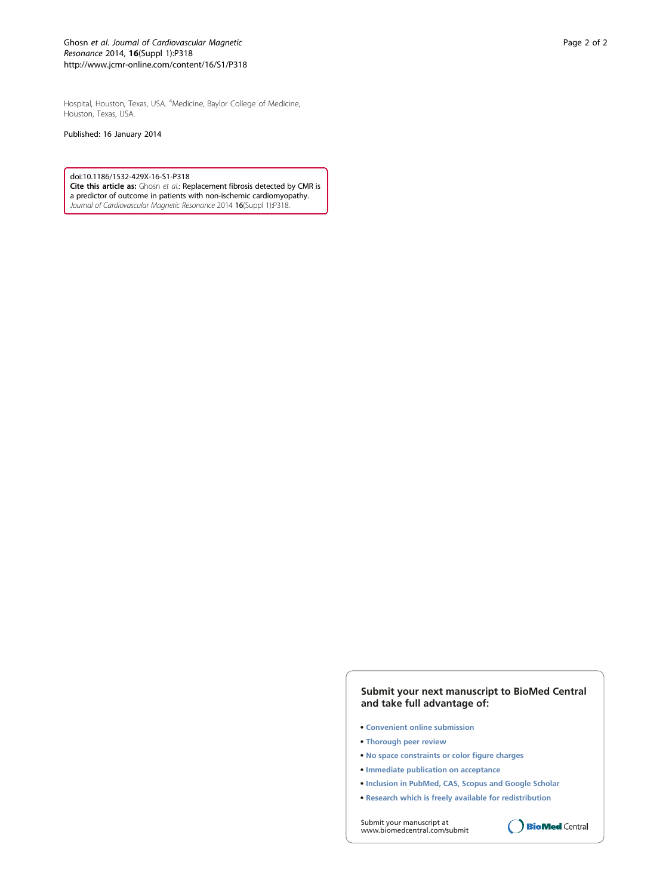Hospital, Houston, Texas, USA. [4]Medicine, Baylor College of Medicine, Houston, Texas, USA.

Published: 16 January 2014

doi:10.1186/1532-429X-16-S1-P318

**Cite this article as:** Ghosn *et al.*: Replacement fibrosis detected by CMR is a predictor of outcome in patients with non-ischemic cardiomyopathy. *Journal of Cardiovascular Magnetic Resonance* 2014 **16**(Suppl 1):P318.

**Submit your next manuscript to BioMed Central and take full advantage of:**

- **Convenient online submission**
- **Thorough peer review**
- **No space constraints or color figure charges**
- **Immediate publication on acceptance**
- **Inclusion in PubMed, CAS, Scopus and Google Scholar**
- **Research which is freely available for redistribution**

Submit your manuscript at www.biomedcentral.com/submit

BioMed Central